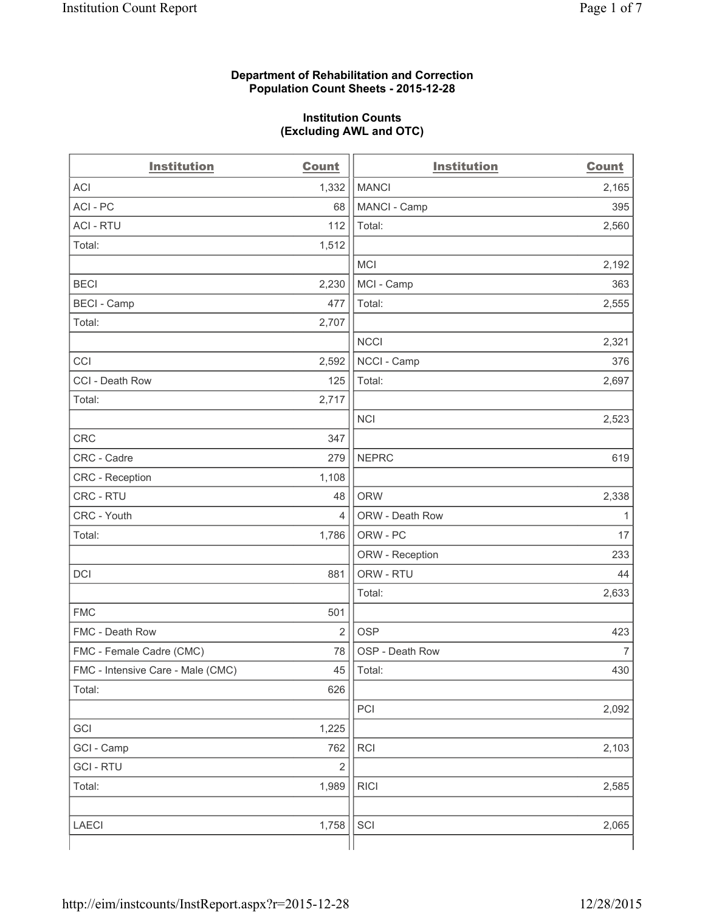**Department of Rehabilitation and Correction**
**Population Count Sheets - 2015-12-28**

**Institution Counts**
**(Excluding AWL and OTC)**

| Institution | Count |
|---|---|
| ACI | 1,332 |
| ACI - PC | 68 |
| ACI - RTU | 112 |
| Total: | 1,512 |
| | |
| BECI | 2,230 |
| BECI - Camp | 477 |
| Total: | 2,707 |
| | |
| CCI | 2,592 |
| CCI - Death Row | 125 |
| Total: | 2,717 |
| | |
| CRC | 347 |
| CRC - Cadre | 279 |
| CRC - Reception | 1,108 |
| CRC - RTU | 48 |
| CRC - Youth | 4 |
| Total: | 1,786 |
| | |
| DCI | 881 |
| | |
| FMC | 501 |
| FMC - Death Row | 2 |
| FMC - Female Cadre (CMC) | 78 |
| FMC - Intensive Care - Male (CMC) | 45 |
| Total: | 626 |
| | |
| GCI | 1,225 |
| GCI - Camp | 762 |
| GCI - RTU | 2 |
| Total: | 1,989 |
| | |
| LAECI | 1,758 |
| | |
| MANCI | 2,165 |
| MANCI - Camp | 395 |
| Total: | 2,560 |
| | |
| MCI | 2,192 |
| MCI - Camp | 363 |
| Total: | 2,555 |
| | |
| NCCI | 2,321 |
| NCCI - Camp | 376 |
| Total: | 2,697 |
| | |
| NCI | 2,523 |
| | |
| NEPRC | 619 |
| | |
| ORW | 2,338 |
| ORW - Death Row | 1 |
| ORW - PC | 17 |
| ORW - Reception | 233 |
| ORW - RTU | 44 |
| Total: | 2,633 |
| | |
| OSP | 423 |
| OSP - Death Row | 7 |
| Total: | 430 |
| | |
| PCI | 2,092 |
| | |
| RCI | 2,103 |
| | |
| RICI | 2,585 |
| | |
| SCI | 2,065 |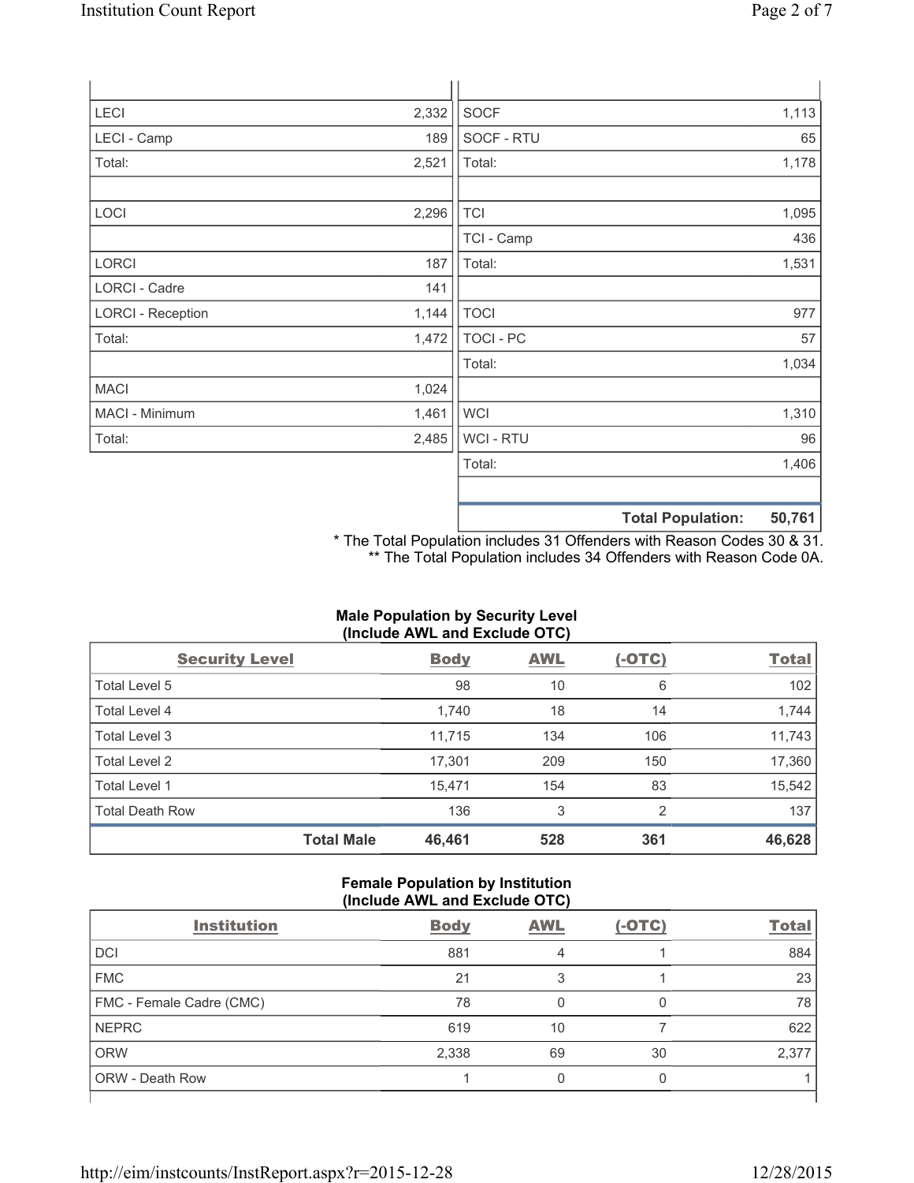| | | | |
|---|---|---|---|
| LECI | 2,332 | SOCF | 1,113 |
| LECI - Camp | 189 | SOCF - RTU | 65 |
| Total: | 2,521 | Total: | 1,178 |
| | | | |
| LOCI | 2,296 | TCI | 1,095 |
| | | TCI - Camp | 436 |
| LORCI | 187 | Total: | 1,531 |
| LORCI - Cadre | 141 | | |
| LORCI - Reception | 1,144 | TOCI | 977 |
| Total: | 1,472 | TOCI - PC | 57 |
| | | Total: | 1,034 |
| MACI | 1,024 | | |
| MACI - Minimum | 1,461 | WCI | 1,310 |
| Total: | 2,485 | WCI - RTU | 96 |
| | | Total: | 1,406 |
| | | | |
| | | **Total Population:** | **50,761** |

\* The Total Population includes 31 Offenders with Reason Codes 30 & 31.
\*\* The Total Population includes 34 Offenders with Reason Code 0A.

**Male Population by Security Level (Include AWL and Exclude OTC)**

| Security Level | Body | AWL | (-OTC) | Total |
|---|---|---|---|---|
| Total Level 5 | 98 | 10 | 6 | 102 |
| Total Level 4 | 1,740 | 18 | 14 | 1,744 |
| Total Level 3 | 11,715 | 134 | 106 | 11,743 |
| Total Level 2 | 17,301 | 209 | 150 | 17,360 |
| Total Level 1 | 15,471 | 154 | 83 | 15,542 |
| Total Death Row | 136 | 3 | 2 | 137 |
| **Total Male** | **46,461** | **528** | **361** | **46,628** |

**Female Population by Institution (Include AWL and Exclude OTC)**

| Institution | Body | AWL | (-OTC) | Total |
|---|---|---|---|---|
| DCI | 881 | 4 | 1 | 884 |
| FMC | 21 | 3 | 1 | 23 |
| FMC - Female Cadre (CMC) | 78 | 0 | 0 | 78 |
| NEPRC | 619 | 10 | 7 | 622 |
| ORW | 2,338 | 69 | 30 | 2,377 |
| ORW - Death Row | 1 | 0 | 0 | 1 |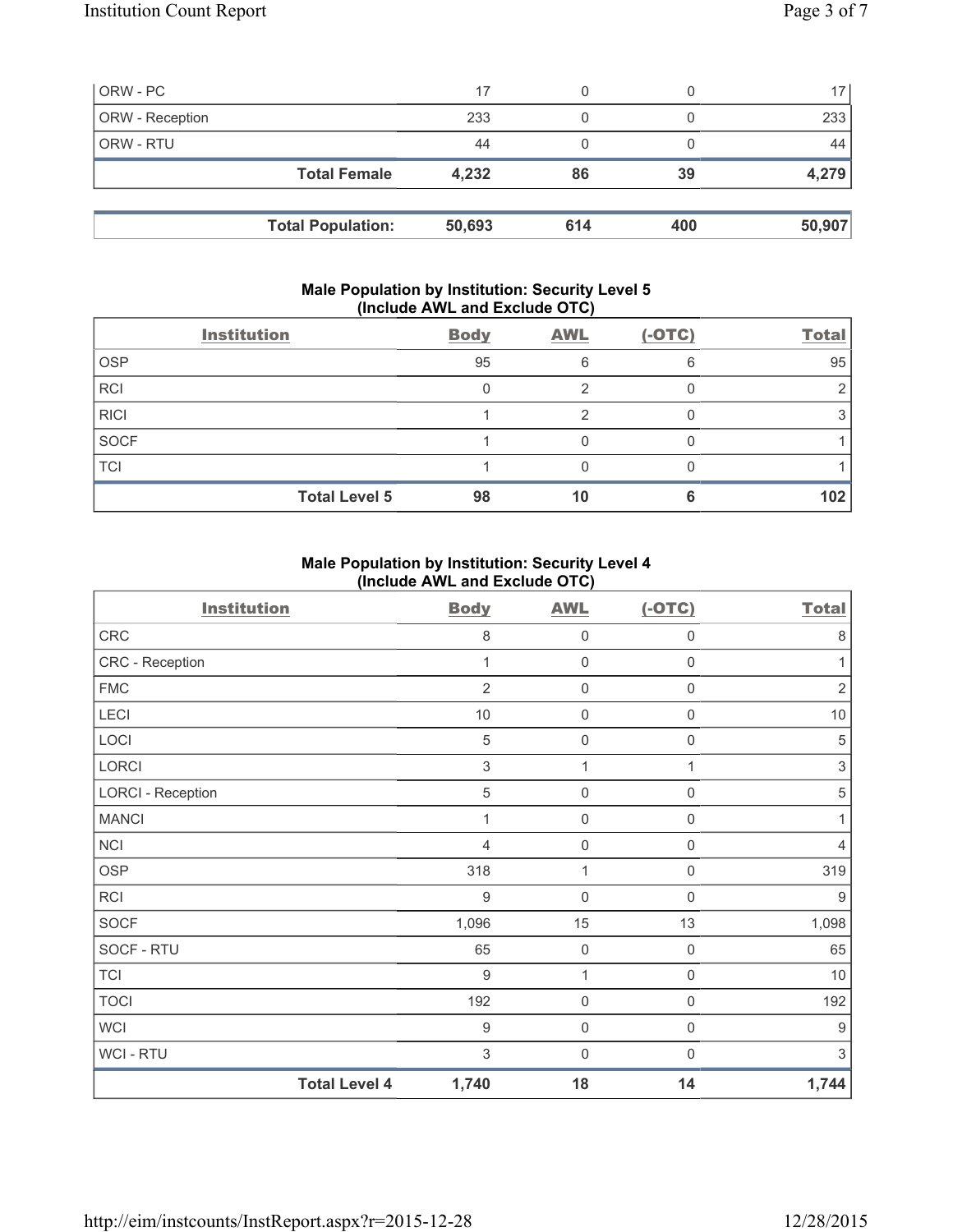| | | | | |
|---|---|---|---|---|
| ORW - PC | 17 | 0 | 0 | 17 |
| ORW - Reception | 233 | 0 | 0 | 233 |
| ORW - RTU | 44 | 0 | 0 | 44 |
| **Total Female** | **4,232** | **86** | **39** | **4,279** |

| | | | | |
|---|---|---|---|---|
| **Total Population:** | **50,693** | **614** | **400** | **50,907** |

### Male Population by Institution: Security Level 5 (Include AWL and Exclude OTC)

| Institution | Body | AWL | (-OTC) | Total |
|---|---|---|---|---|
| OSP | 95 | 6 | 6 | 95 |
| RCI | 0 | 2 | 0 | 2 |
| RICI | 1 | 2 | 0 | 3 |
| SOCF | 1 | 0 | 0 | 1 |
| TCI | 1 | 0 | 0 | 1 |
| **Total Level 5** | **98** | **10** | **6** | **102** |

### Male Population by Institution: Security Level 4 (Include AWL and Exclude OTC)

| Institution | Body | AWL | (-OTC) | Total |
|---|---|---|---|---|
| CRC | 8 | 0 | 0 | 8 |
| CRC - Reception | 1 | 0 | 0 | 1 |
| FMC | 2 | 0 | 0 | 2 |
| LECI | 10 | 0 | 0 | 10 |
| LOCI | 5 | 0 | 0 | 5 |
| LORCI | 3 | 1 | 1 | 3 |
| LORCI - Reception | 5 | 0 | 0 | 5 |
| MANCI | 1 | 0 | 0 | 1 |
| NCI | 4 | 0 | 0 | 4 |
| OSP | 318 | 1 | 0 | 319 |
| RCI | 9 | 0 | 0 | 9 |
| SOCF | 1,096 | 15 | 13 | 1,098 |
| SOCF - RTU | 65 | 0 | 0 | 65 |
| TCI | 9 | 1 | 0 | 10 |
| TOCI | 192 | 0 | 0 | 192 |
| WCI | 9 | 0 | 0 | 9 |
| WCI - RTU | 3 | 0 | 0 | 3 |
| **Total Level 4** | **1,740** | **18** | **14** | **1,744** |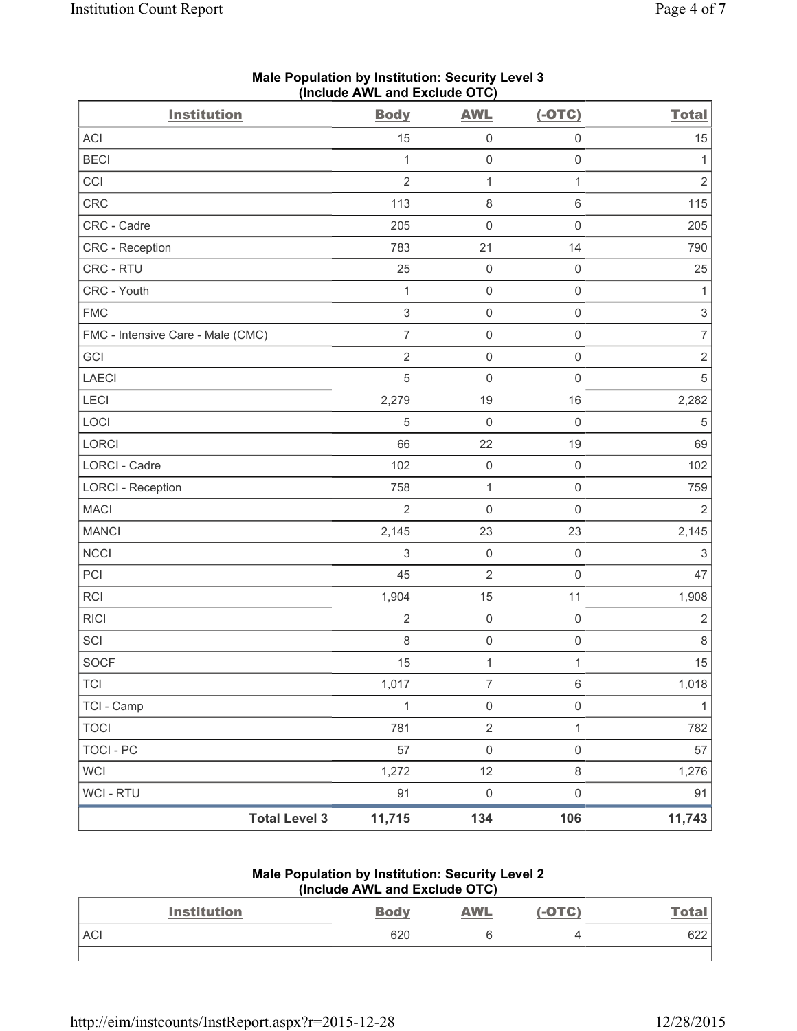**Male Population by Institution: Security Level 3**
**(Include AWL and Exclude OTC)**

| Institution | Body | AWL | (-OTC) | Total |
|---|---|---|---|---|
| ACI | 15 | 0 | 0 | 15 |
| BECI | 1 | 0 | 0 | 1 |
| CCI | 2 | 1 | 1 | 2 |
| CRC | 113 | 8 | 6 | 115 |
| CRC - Cadre | 205 | 0 | 0 | 205 |
| CRC - Reception | 783 | 21 | 14 | 790 |
| CRC - RTU | 25 | 0 | 0 | 25 |
| CRC - Youth | 1 | 0 | 0 | 1 |
| FMC | 3 | 0 | 0 | 3 |
| FMC - Intensive Care - Male (CMC) | 7 | 0 | 0 | 7 |
| GCI | 2 | 0 | 0 | 2 |
| LAECI | 5 | 0 | 0 | 5 |
| LECI | 2,279 | 19 | 16 | 2,282 |
| LOCI | 5 | 0 | 0 | 5 |
| LORCI | 66 | 22 | 19 | 69 |
| LORCI - Cadre | 102 | 0 | 0 | 102 |
| LORCI - Reception | 758 | 1 | 0 | 759 |
| MACI | 2 | 0 | 0 | 2 |
| MANCI | 2,145 | 23 | 23 | 2,145 |
| NCCI | 3 | 0 | 0 | 3 |
| PCI | 45 | 2 | 0 | 47 |
| RCI | 1,904 | 15 | 11 | 1,908 |
| RICI | 2 | 0 | 0 | 2 |
| SCI | 8 | 0 | 0 | 8 |
| SOCF | 15 | 1 | 1 | 15 |
| TCI | 1,017 | 7 | 6 | 1,018 |
| TCI - Camp | 1 | 0 | 0 | 1 |
| TOCI | 781 | 2 | 1 | 782 |
| TOCI - PC | 57 | 0 | 0 | 57 |
| WCI | 1,272 | 12 | 8 | 1,276 |
| WCI - RTU | 91 | 0 | 0 | 91 |
| **Total Level 3** | **11,715** | **134** | **106** | **11,743** |

**Male Population by Institution: Security Level 2**
**(Include AWL and Exclude OTC)**

| Institution | Body | AWL | (-OTC) | Total |
|---|---|---|---|---|
| ACI | 620 | 6 | 4 | 622 |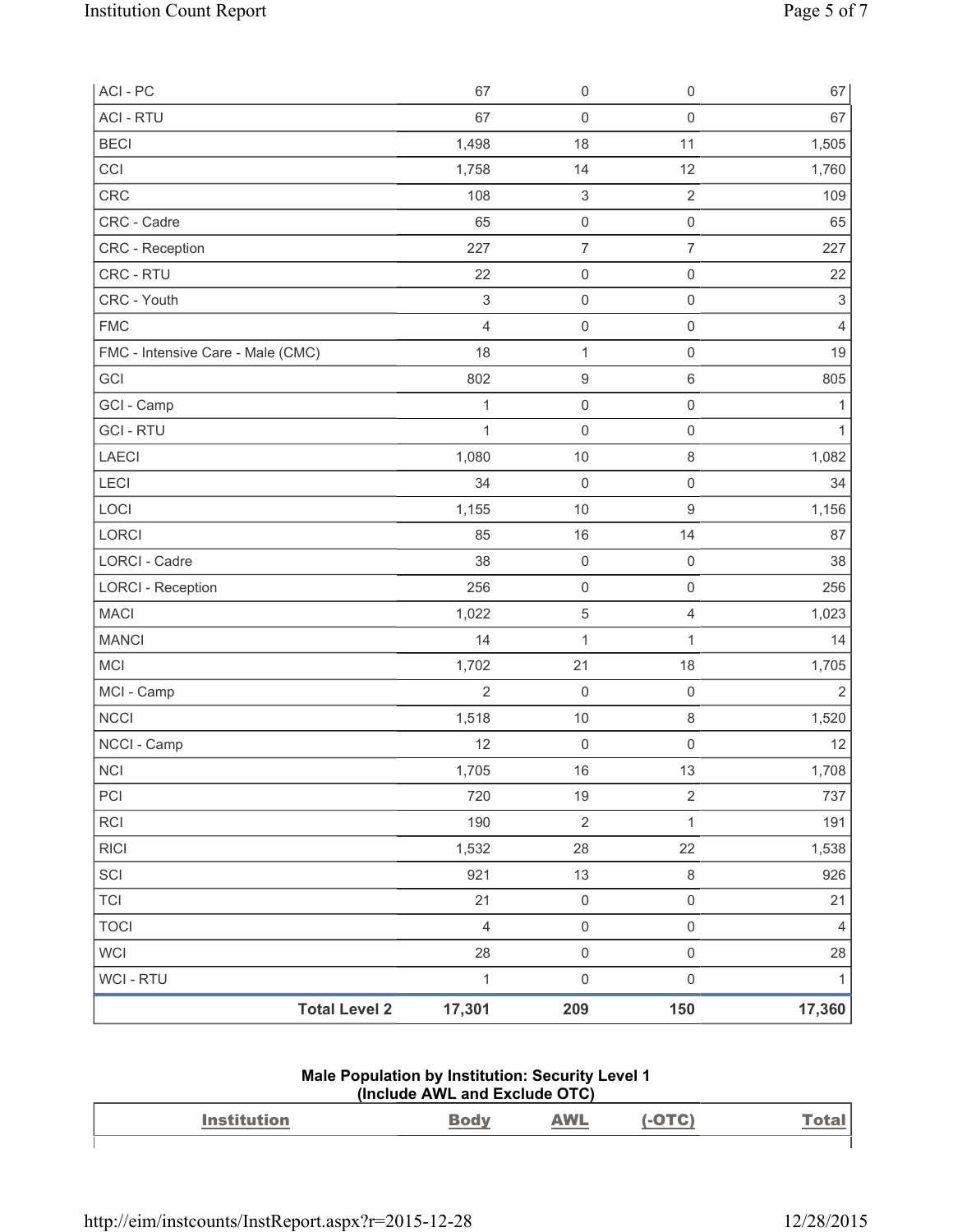| | | | | |
|---|---|---|---|---|
| ACI - PC | 67 | 0 | 0 | 67 |
| ACI - RTU | 67 | 0 | 0 | 67 |
| BECI | 1,498 | 18 | 11 | 1,505 |
| CCI | 1,758 | 14 | 12 | 1,760 |
| CRC | 108 | 3 | 2 | 109 |
| CRC - Cadre | 65 | 0 | 0 | 65 |
| CRC - Reception | 227 | 7 | 7 | 227 |
| CRC - RTU | 22 | 0 | 0 | 22 |
| CRC - Youth | 3 | 0 | 0 | 3 |
| FMC | 4 | 0 | 0 | 4 |
| FMC - Intensive Care - Male (CMC) | 18 | 1 | 0 | 19 |
| GCI | 802 | 9 | 6 | 805 |
| GCI - Camp | 1 | 0 | 0 | 1 |
| GCI - RTU | 1 | 0 | 0 | 1 |
| LAECI | 1,080 | 10 | 8 | 1,082 |
| LECI | 34 | 0 | 0 | 34 |
| LOCI | 1,155 | 10 | 9 | 1,156 |
| LORCI | 85 | 16 | 14 | 87 |
| LORCI - Cadre | 38 | 0 | 0 | 38 |
| LORCI - Reception | 256 | 0 | 0 | 256 |
| MACI | 1,022 | 5 | 4 | 1,023 |
| MANCI | 14 | 1 | 1 | 14 |
| MCI | 1,702 | 21 | 18 | 1,705 |
| MCI - Camp | 2 | 0 | 0 | 2 |
| NCCI | 1,518 | 10 | 8 | 1,520 |
| NCCI - Camp | 12 | 0 | 0 | 12 |
| NCI | 1,705 | 16 | 13 | 1,708 |
| PCI | 720 | 19 | 2 | 737 |
| RCI | 190 | 2 | 1 | 191 |
| RICI | 1,532 | 28 | 22 | 1,538 |
| SCI | 921 | 13 | 8 | 926 |
| TCI | 21 | 0 | 0 | 21 |
| TOCI | 4 | 0 | 0 | 4 |
| WCI | 28 | 0 | 0 | 28 |
| WCI - RTU | 1 | 0 | 0 | 1 |
| **Total Level 2** | **17,301** | **209** | **150** | **17,360** |

**Male Population by Institution: Security Level 1 (Include AWL and Exclude OTC)**

| Institution | Body | AWL | (-OTC) | Total |
|---|---|---|---|---|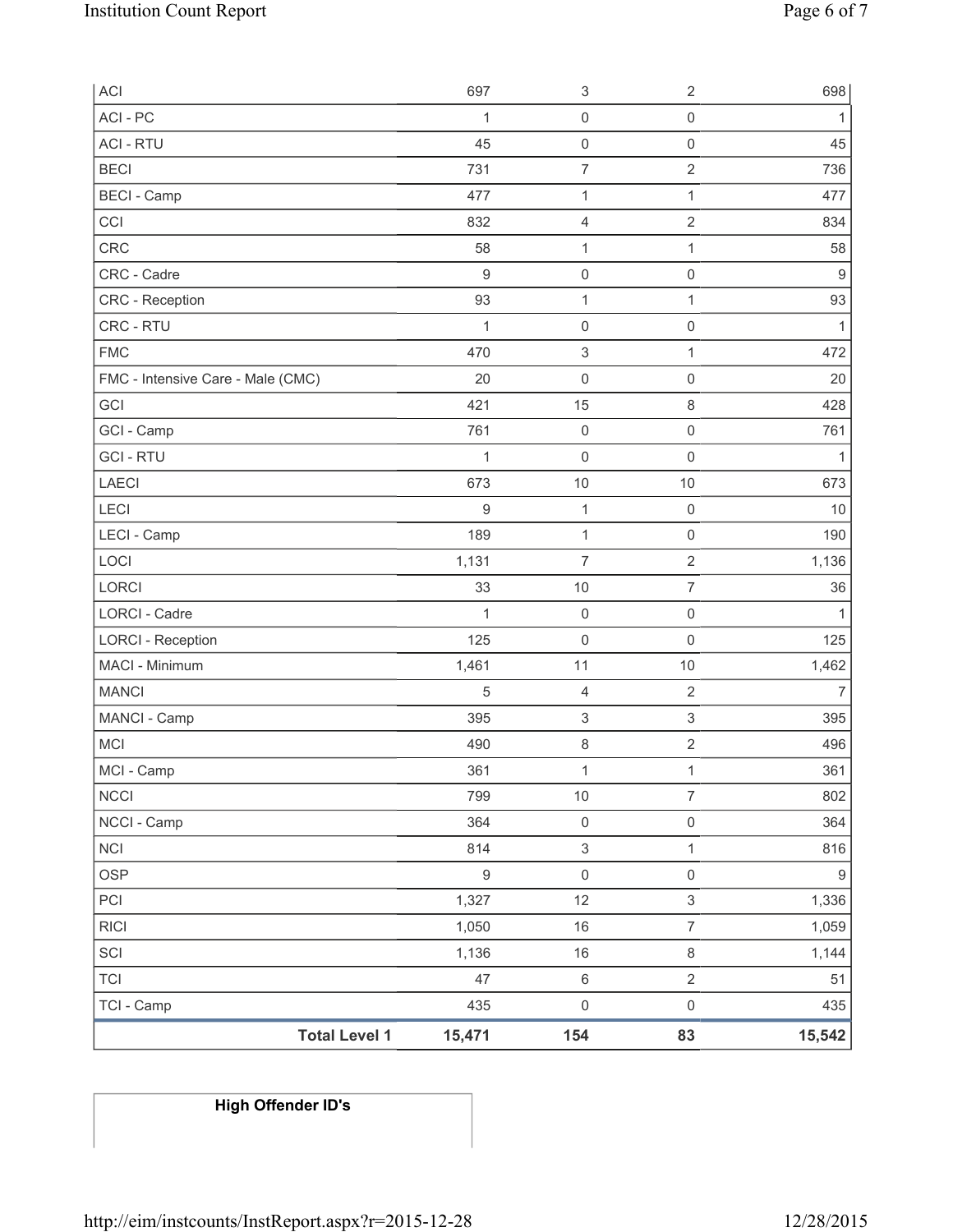| | | | | |
|---|---|---|---|---|
| ACI | 697 | 3 | 2 | 698 |
| ACI - PC | 1 | 0 | 0 | 1 |
| ACI - RTU | 45 | 0 | 0 | 45 |
| BECI | 731 | 7 | 2 | 736 |
| BECI - Camp | 477 | 1 | 1 | 477 |
| CCI | 832 | 4 | 2 | 834 |
| CRC | 58 | 1 | 1 | 58 |
| CRC - Cadre | 9 | 0 | 0 | 9 |
| CRC - Reception | 93 | 1 | 1 | 93 |
| CRC - RTU | 1 | 0 | 0 | 1 |
| FMC | 470 | 3 | 1 | 472 |
| FMC - Intensive Care - Male (CMC) | 20 | 0 | 0 | 20 |
| GCI | 421 | 15 | 8 | 428 |
| GCI - Camp | 761 | 0 | 0 | 761 |
| GCI - RTU | 1 | 0 | 0 | 1 |
| LAECI | 673 | 10 | 10 | 673 |
| LECI | 9 | 1 | 0 | 10 |
| LECI - Camp | 189 | 1 | 0 | 190 |
| LOCI | 1,131 | 7 | 2 | 1,136 |
| LORCI | 33 | 10 | 7 | 36 |
| LORCI - Cadre | 1 | 0 | 0 | 1 |
| LORCI - Reception | 125 | 0 | 0 | 125 |
| MACI - Minimum | 1,461 | 11 | 10 | 1,462 |
| MANCI | 5 | 4 | 2 | 7 |
| MANCI - Camp | 395 | 3 | 3 | 395 |
| MCI | 490 | 8 | 2 | 496 |
| MCI - Camp | 361 | 1 | 1 | 361 |
| NCCI | 799 | 10 | 7 | 802 |
| NCCI - Camp | 364 | 0 | 0 | 364 |
| NCI | 814 | 3 | 1 | 816 |
| OSP | 9 | 0 | 0 | 9 |
| PCI | 1,327 | 12 | 3 | 1,336 |
| RICI | 1,050 | 16 | 7 | 1,059 |
| SCI | 1,136 | 16 | 8 | 1,144 |
| TCI | 47 | 6 | 2 | 51 |
| TCI - Camp | 435 | 0 | 0 | 435 |
| **Total Level 1** | **15,471** | **154** | **83** | **15,542** |

**High Offender ID's**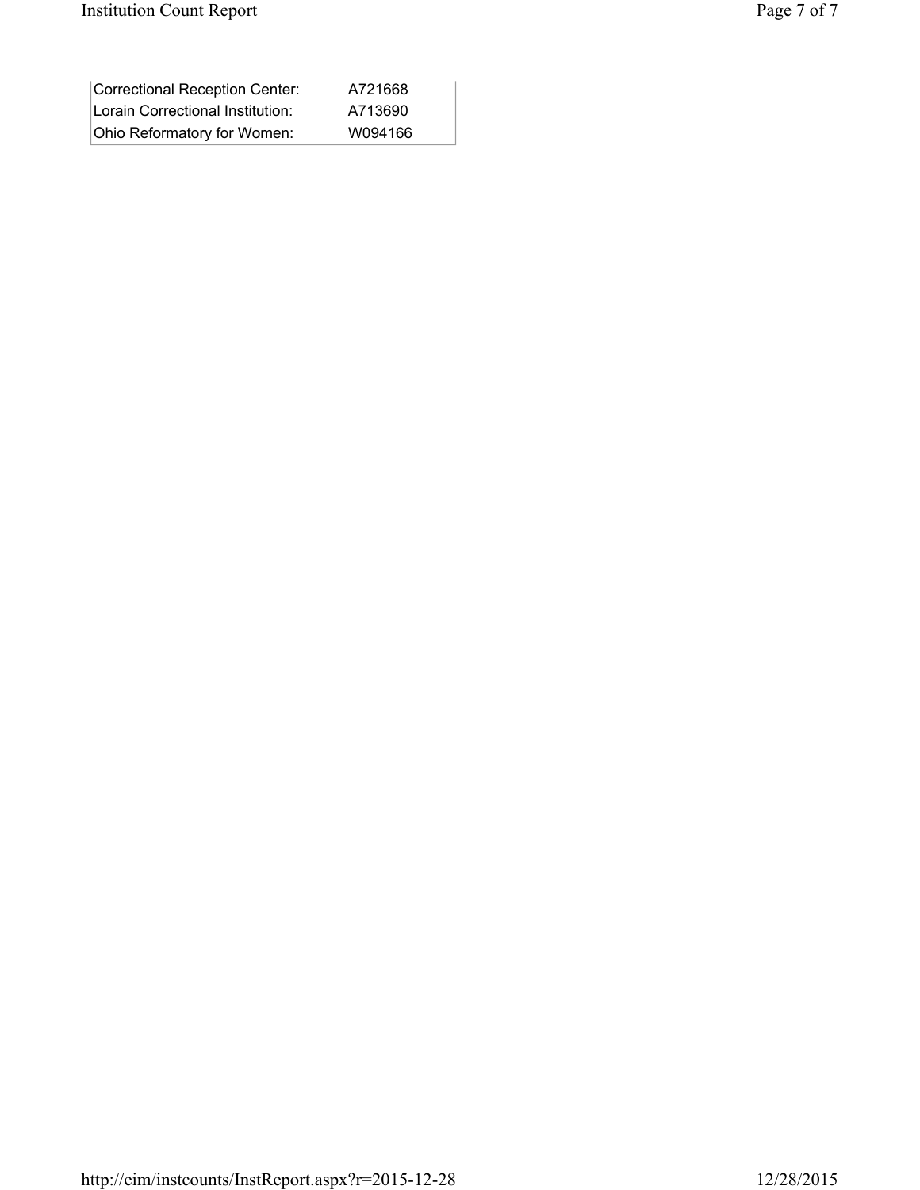| | |
|---|---|
| Correctional Reception Center: | A721668 |
| Lorain Correctional Institution: | A713690 |
| Ohio Reformatory for Women: | W094166 |